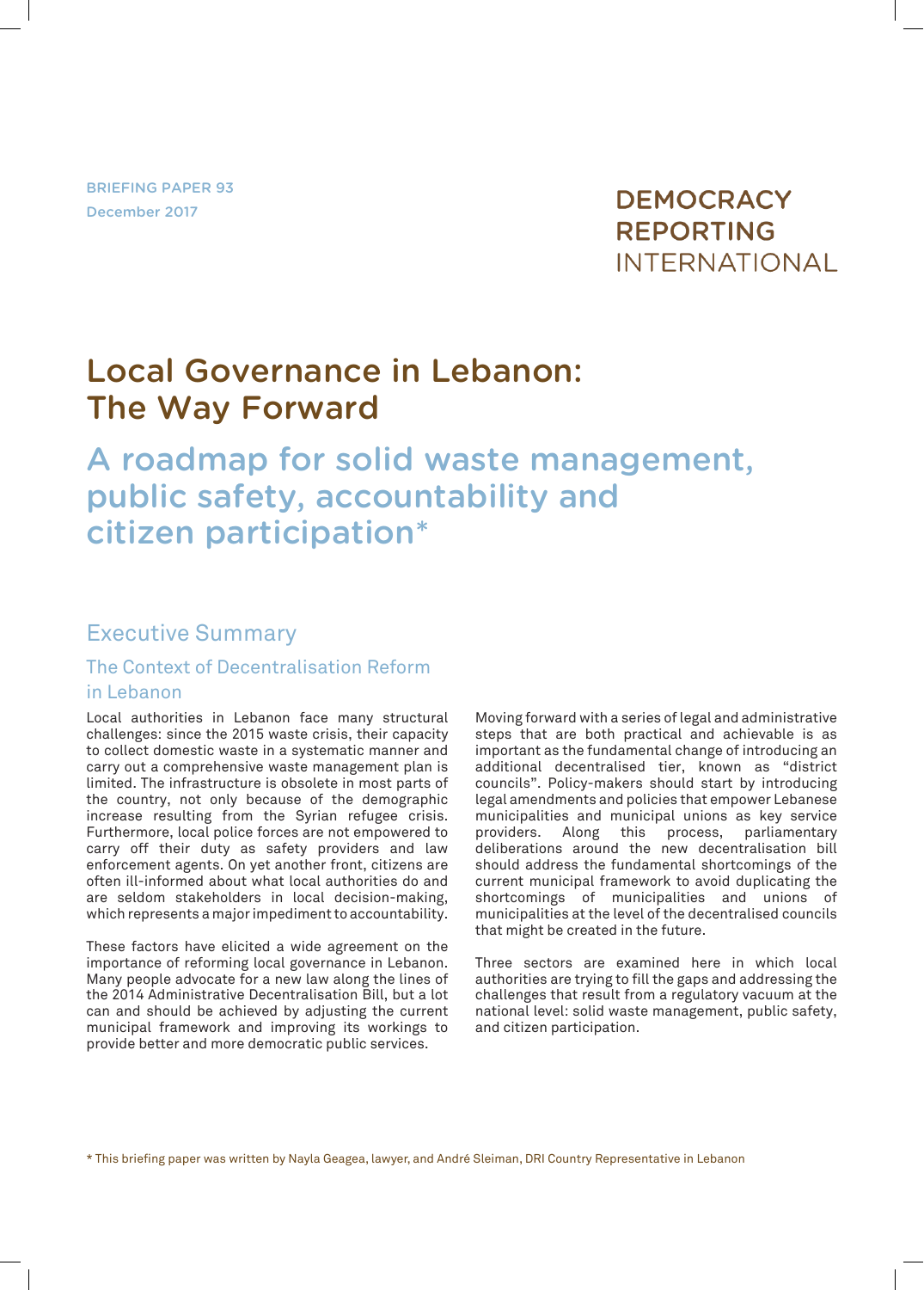BRIEFING PAPER 93
December 2017

DEMOCRACY REPORTING INTERNATIONAL

# Local Governance in Lebanon: The Way Forward

## A roadmap for solid waste management, public safety, accountability and citizen participation*

## Executive Summary

### The Context of Decentralisation Reform in Lebanon

Local authorities in Lebanon face many structural challenges: since the 2015 waste crisis, their capacity to collect domestic waste in a systematic manner and carry out a comprehensive waste management plan is limited. The infrastructure is obsolete in most parts of the country, not only because of the demographic increase resulting from the Syrian refugee crisis. Furthermore, local police forces are not empowered to carry off their duty as safety providers and law enforcement agents. On yet another front, citizens are often ill-informed about what local authorities do and are seldom stakeholders in local decision-making, which represents a major impediment to accountability.

These factors have elicited a wide agreement on the importance of reforming local governance in Lebanon. Many people advocate for a new law along the lines of the 2014 Administrative Decentralisation Bill, but a lot can and should be achieved by adjusting the current municipal framework and improving its workings to provide better and more democratic public services.

Moving forward with a series of legal and administrative steps that are both practical and achievable is as important as the fundamental change of introducing an additional decentralised tier, known as "district councils". Policy-makers should start by introducing legal amendments and policies that empower Lebanese municipalities and municipal unions as key service providers. Along this process, parliamentary deliberations around the new decentralisation bill should address the fundamental shortcomings of the current municipal framework to avoid duplicating the shortcomings of municipalities and unions of municipalities at the level of the decentralised councils that might be created in the future.

Three sectors are examined here in which local authorities are trying to fill the gaps and addressing the challenges that result from a regulatory vacuum at the national level: solid waste management, public safety, and citizen participation.

* This briefing paper was written by Nayla Geagea, lawyer, and André Sleiman, DRI Country Representative in Lebanon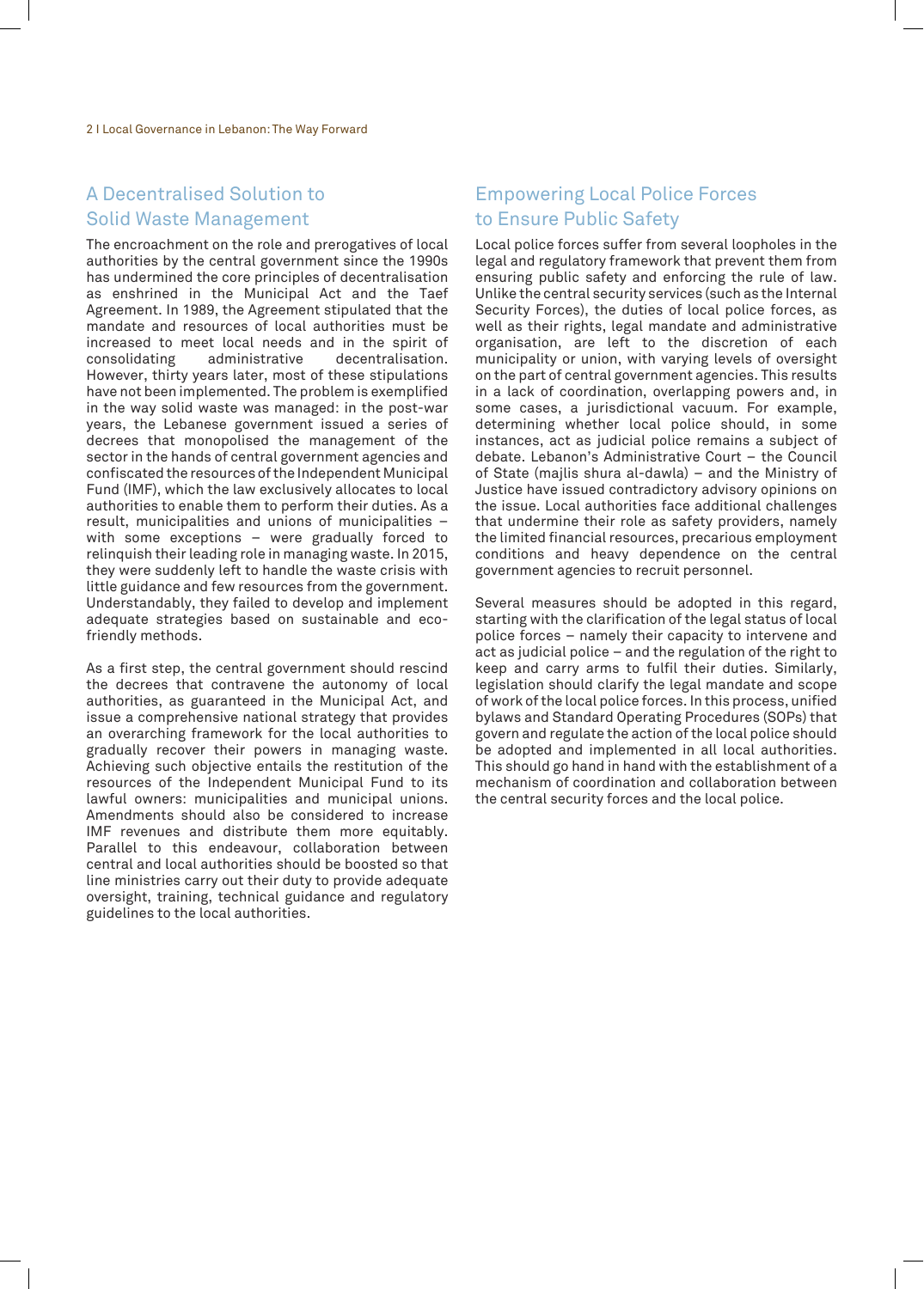## A Decentralised Solution to Solid Waste Management

The encroachment on the role and prerogatives of local authorities by the central government since the 1990s has undermined the core principles of decentralisation as enshrined in the Municipal Act and the Taef Agreement. In 1989, the Agreement stipulated that the mandate and resources of local authorities must be increased to meet local needs and in the spirit of consolidating administrative decentralisation. However, thirty years later, most of these stipulations have not been implemented. The problem is exemplified in the way solid waste was managed: in the post-war years, the Lebanese government issued a series of decrees that monopolised the management of the sector in the hands of central government agencies and confiscated the resources of the Independent Municipal Fund (IMF), which the law exclusively allocates to local authorities to enable them to perform their duties. As a result, municipalities and unions of municipalities – with some exceptions – were gradually forced to relinquish their leading role in managing waste. In 2015, they were suddenly left to handle the waste crisis with little guidance and few resources from the government. Understandably, they failed to develop and implement adequate strategies based on sustainable and eco-friendly methods.

As a first step, the central government should rescind the decrees that contravene the autonomy of local authorities, as guaranteed in the Municipal Act, and issue a comprehensive national strategy that provides an overarching framework for the local authorities to gradually recover their powers in managing waste. Achieving such objective entails the restitution of the resources of the Independent Municipal Fund to its lawful owners: municipalities and municipal unions. Amendments should also be considered to increase IMF revenues and distribute them more equitably. Parallel to this endeavour, collaboration between central and local authorities should be boosted so that line ministries carry out their duty to provide adequate oversight, training, technical guidance and regulatory guidelines to the local authorities.

## Empowering Local Police Forces to Ensure Public Safety

Local police forces suffer from several loopholes in the legal and regulatory framework that prevent them from ensuring public safety and enforcing the rule of law. Unlike the central security services (such as the Internal Security Forces), the duties of local police forces, as well as their rights, legal mandate and administrative organisation, are left to the discretion of each municipality or union, with varying levels of oversight on the part of central government agencies. This results in a lack of coordination, overlapping powers and, in some cases, a jurisdictional vacuum. For example, determining whether local police should, in some instances, act as judicial police remains a subject of debate. Lebanon's Administrative Court – the Council of State (majlis shura al-dawla) – and the Ministry of Justice have issued contradictory advisory opinions on the issue. Local authorities face additional challenges that undermine their role as safety providers, namely the limited financial resources, precarious employment conditions and heavy dependence on the central government agencies to recruit personnel.

Several measures should be adopted in this regard, starting with the clarification of the legal status of local police forces – namely their capacity to intervene and act as judicial police – and the regulation of the right to keep and carry arms to fulfil their duties. Similarly, legislation should clarify the legal mandate and scope of work of the local police forces. In this process, unified bylaws and Standard Operating Procedures (SOPs) that govern and regulate the action of the local police should be adopted and implemented in all local authorities. This should go hand in hand with the establishment of a mechanism of coordination and collaboration between the central security forces and the local police.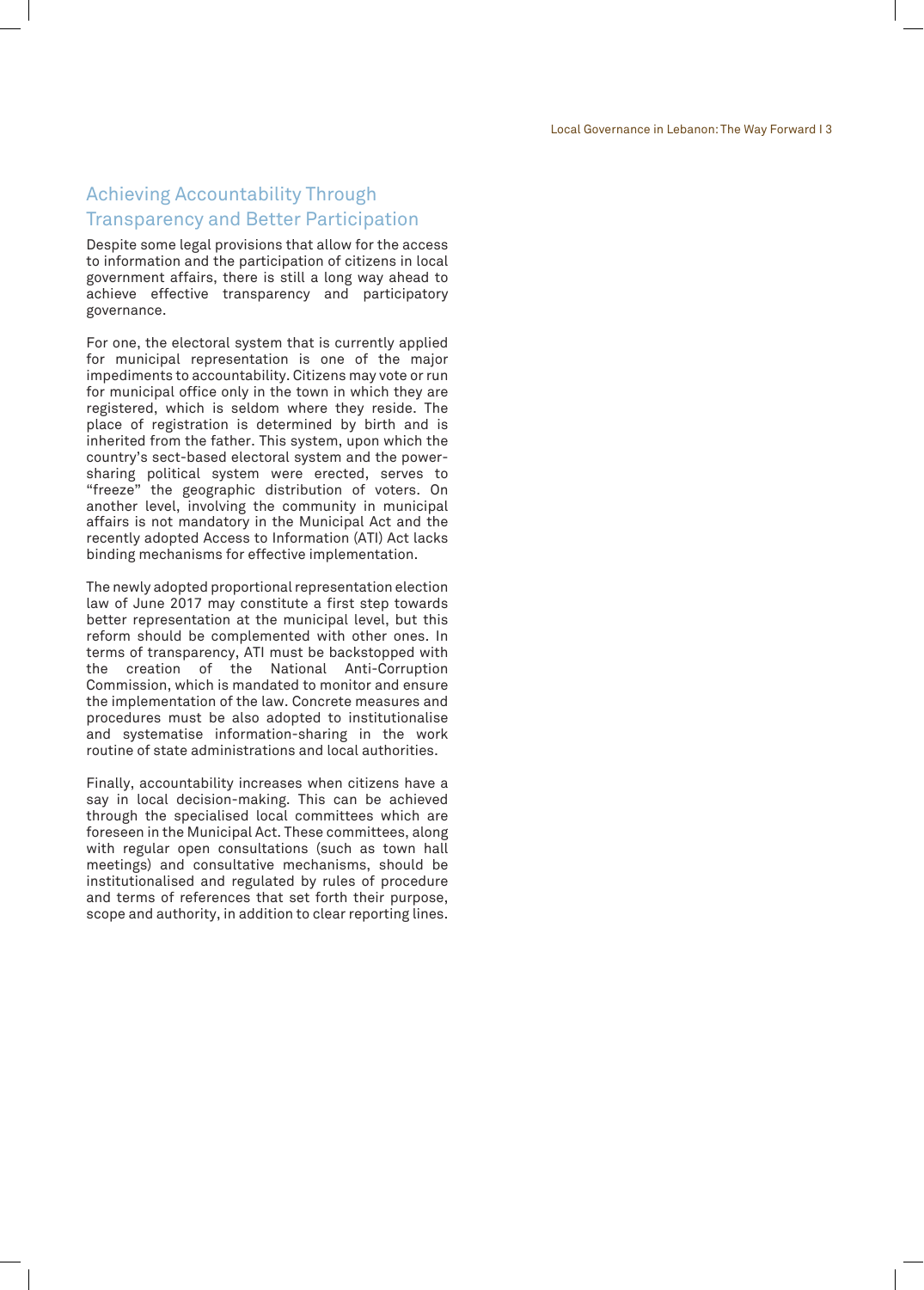## Achieving Accountability Through Transparency and Better Participation

Despite some legal provisions that allow for the access to information and the participation of citizens in local government affairs, there is still a long way ahead to achieve effective transparency and participatory governance.

For one, the electoral system that is currently applied for municipal representation is one of the major impediments to accountability. Citizens may vote or run for municipal office only in the town in which they are registered, which is seldom where they reside. The place of registration is determined by birth and is inherited from the father. This system, upon which the country's sect-based electoral system and the power-sharing political system were erected, serves to "freeze" the geographic distribution of voters. On another level, involving the community in municipal affairs is not mandatory in the Municipal Act and the recently adopted Access to Information (ATI) Act lacks binding mechanisms for effective implementation.

The newly adopted proportional representation election law of June 2017 may constitute a first step towards better representation at the municipal level, but this reform should be complemented with other ones. In terms of transparency, ATI must be backstopped with the creation of the National Anti-Corruption Commission, which is mandated to monitor and ensure the implementation of the law. Concrete measures and procedures must be also adopted to institutionalise and systematise information-sharing in the work routine of state administrations and local authorities.

Finally, accountability increases when citizens have a say in local decision-making. This can be achieved through the specialised local committees which are foreseen in the Municipal Act. These committees, along with regular open consultations (such as town hall meetings) and consultative mechanisms, should be institutionalised and regulated by rules of procedure and terms of references that set forth their purpose, scope and authority, in addition to clear reporting lines.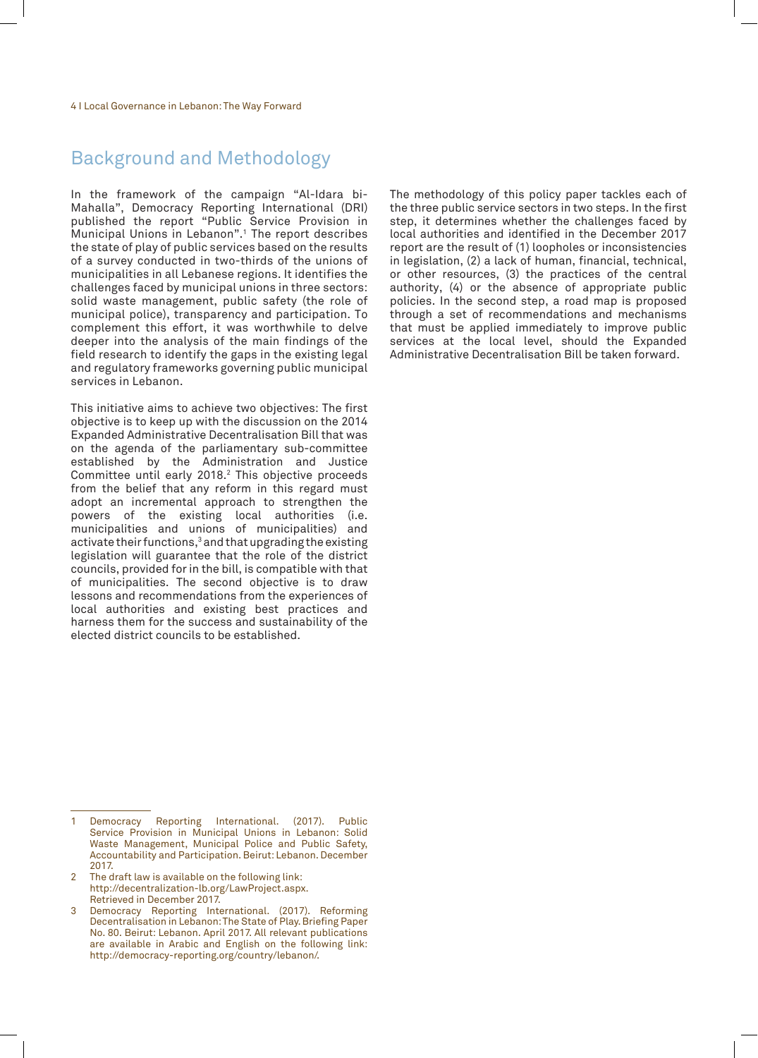## Background and Methodology

In the framework of the campaign "Al-Idara bi-Mahalla", Democracy Reporting International (DRI) published the report "Public Service Provision in Municipal Unions in Lebanon".[1] The report describes the state of play of public services based on the results of a survey conducted in two-thirds of the unions of municipalities in all Lebanese regions. It identifies the challenges faced by municipal unions in three sectors: solid waste management, public safety (the role of municipal police), transparency and participation. To complement this effort, it was worthwhile to delve deeper into the analysis of the main findings of the field research to identify the gaps in the existing legal and regulatory frameworks governing public municipal services in Lebanon.

This initiative aims to achieve two objectives: The first objective is to keep up with the discussion on the 2014 Expanded Administrative Decentralisation Bill that was on the agenda of the parliamentary sub-committee established by the Administration and Justice Committee until early 2018.[2] This objective proceeds from the belief that any reform in this regard must adopt an incremental approach to strengthen the powers of the existing local authorities (i.e. municipalities and unions of municipalities) and activate their functions,[3] and that upgrading the existing legislation will guarantee that the role of the district councils, provided for in the bill, is compatible with that of municipalities. The second objective is to draw lessons and recommendations from the experiences of local authorities and existing best practices and harness them for the success and sustainability of the elected district councils to be established.

The methodology of this policy paper tackles each of the three public service sectors in two steps. In the first step, it determines whether the challenges faced by local authorities and identified in the December 2017 report are the result of (1) loopholes or inconsistencies in legislation, (2) a lack of human, financial, technical, or other resources, (3) the practices of the central authority, (4) or the absence of appropriate public policies. In the second step, a road map is proposed through a set of recommendations and mechanisms that must be applied immediately to improve public services at the local level, should the Expanded Administrative Decentralisation Bill be taken forward.

---

1 Democracy Reporting International. (2017). Public Service Provision in Municipal Unions in Lebanon: Solid Waste Management, Municipal Police and Public Safety, Accountability and Participation. Beirut: Lebanon. December 2017.

2 The draft law is available on the following link: http://decentralization-lb.org/LawProject.aspx. Retrieved in December 2017.

3 Democracy Reporting International. (2017). Reforming Decentralisation in Lebanon: The State of Play. Briefing Paper No. 80. Beirut: Lebanon. April 2017. All relevant publications are available in Arabic and English on the following link: http://democracy-reporting.org/country/lebanon/.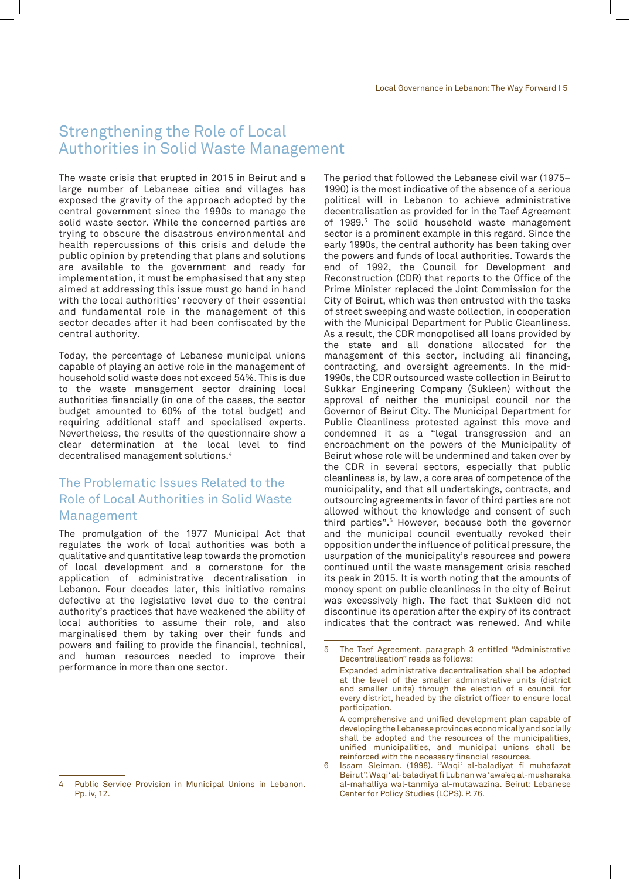## Strengthening the Role of Local Authorities in Solid Waste Management

The waste crisis that erupted in 2015 in Beirut and a large number of Lebanese cities and villages has exposed the gravity of the approach adopted by the central government since the 1990s to manage the solid waste sector. While the concerned parties are trying to obscure the disastrous environmental and health repercussions of this crisis and delude the public opinion by pretending that plans and solutions are available to the government and ready for implementation, it must be emphasised that any step aimed at addressing this issue must go hand in hand with the local authorities' recovery of their essential and fundamental role in the management of this sector decades after it had been confiscated by the central authority.

Today, the percentage of Lebanese municipal unions capable of playing an active role in the management of household solid waste does not exceed 54%. This is due to the waste management sector draining local authorities financially (in one of the cases, the sector budget amounted to 60% of the total budget) and requiring additional staff and specialised experts. Nevertheless, the results of the questionnaire show a clear determination at the local level to find decentralised management solutions.[4]

### The Problematic Issues Related to the Role of Local Authorities in Solid Waste Management

The promulgation of the 1977 Municipal Act that regulates the work of local authorities was both a qualitative and quantitative leap towards the promotion of local development and a cornerstone for the application of administrative decentralisation in Lebanon. Four decades later, this initiative remains defective at the legislative level due to the central authority's practices that have weakened the ability of local authorities to assume their role, and also marginalised them by taking over their funds and powers and failing to provide the financial, technical, and human resources needed to improve their performance in more than one sector.

The period that followed the Lebanese civil war (1975–1990) is the most indicative of the absence of a serious political will in Lebanon to achieve administrative decentralisation as provided for in the Taef Agreement of 1989.[5] The solid household waste management sector is a prominent example in this regard. Since the early 1990s, the central authority has been taking over the powers and funds of local authorities. Towards the end of 1992, the Council for Development and Reconstruction (CDR) that reports to the Office of the Prime Minister replaced the Joint Commission for the City of Beirut, which was then entrusted with the tasks of street sweeping and waste collection, in cooperation with the Municipal Department for Public Cleanliness. As a result, the CDR monopolised all loans provided by the state and all donations allocated for the management of this sector, including all financing, contracting, and oversight agreements. In the mid-1990s, the CDR outsourced waste collection in Beirut to Sukkar Engineering Company (Sukleen) without the approval of neither the municipal council nor the Governor of Beirut City. The Municipal Department for Public Cleanliness protested against this move and condemned it as a "legal transgression and an encroachment on the powers of the Municipality of Beirut whose role will be undermined and taken over by the CDR in several sectors, especially that public cleanliness is, by law, a core area of competence of the municipality, and that all undertakings, contracts, and outsourcing agreements in favor of third parties are not allowed without the knowledge and consent of such third parties".[6] However, because both the governor and the municipal council eventually revoked their opposition under the influence of political pressure, the usurpation of the municipality's resources and powers continued until the waste management crisis reached its peak in 2015. It is worth noting that the amounts of money spent on public cleanliness in the city of Beirut was excessively high. The fact that Sukleen did not discontinue its operation after the expiry of its contract indicates that the contract was renewed. And while

---

4 Public Service Provision in Municipal Unions in Lebanon. Pp. iv, 12.

5 The Taef Agreement, paragraph 3 entitled "Administrative Decentralisation" reads as follows:

Expanded administrative decentralisation shall be adopted at the level of the smaller administrative units (district and smaller units) through the election of a council for every district, headed by the district officer to ensure local participation.

A comprehensive and unified development plan capable of developing the Lebanese provinces economically and socially shall be adopted and the resources of the municipalities, unified municipalities, and municipal unions shall be reinforced with the necessary financial resources.

6 Issam Sleiman. (1998). "Waqi' al-baladiyat fi muhafazat Beirut". Waqi' al-baladiyat fi Lubnan wa 'awa'eq al-musharaka al-mahalliya wal-tanmiya al-mutawazina. Beirut: Lebanese Center for Policy Studies (LCPS). P. 76.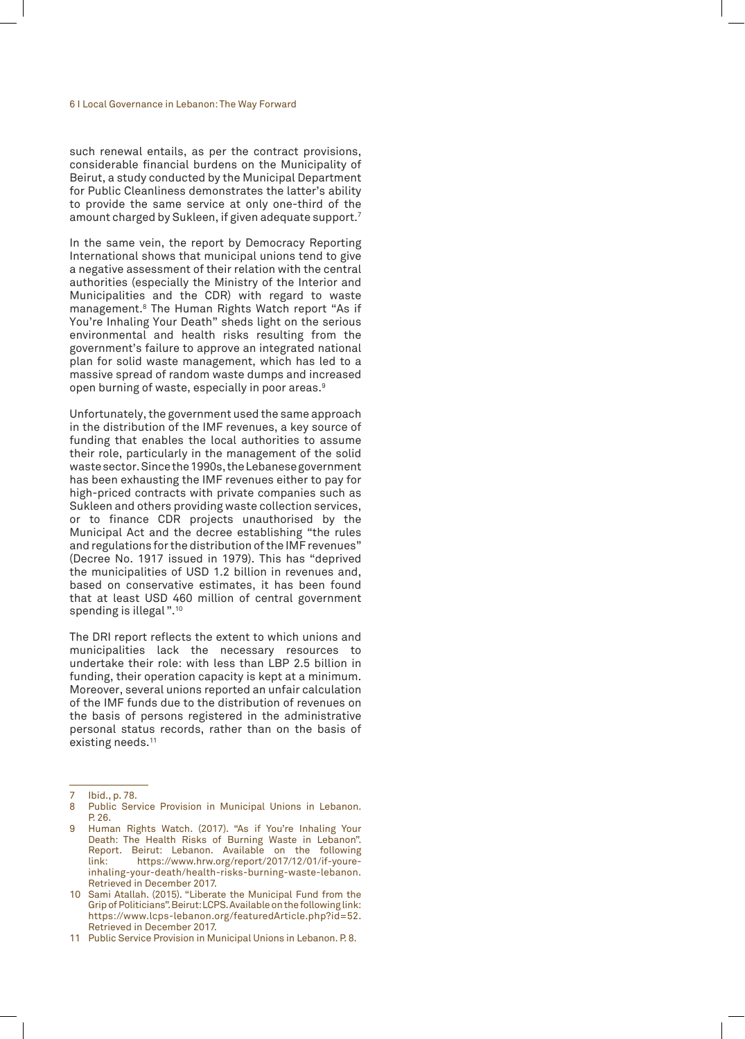such renewal entails, as per the contract provisions, considerable financial burdens on the Municipality of Beirut, a study conducted by the Municipal Department for Public Cleanliness demonstrates the latter's ability to provide the same service at only one-third of the amount charged by Sukleen, if given adequate support.[7]

In the same vein, the report by Democracy Reporting International shows that municipal unions tend to give a negative assessment of their relation with the central authorities (especially the Ministry of the Interior and Municipalities and the CDR) with regard to waste management.[8] The Human Rights Watch report "As if You're Inhaling Your Death" sheds light on the serious environmental and health risks resulting from the government's failure to approve an integrated national plan for solid waste management, which has led to a massive spread of random waste dumps and increased open burning of waste, especially in poor areas.[9]

Unfortunately, the government used the same approach in the distribution of the IMF revenues, a key source of funding that enables the local authorities to assume their role, particularly in the management of the solid waste sector. Since the 1990s, the Lebanese government has been exhausting the IMF revenues either to pay for high-priced contracts with private companies such as Sukleen and others providing waste collection services, or to finance CDR projects unauthorised by the Municipal Act and the decree establishing "the rules and regulations for the distribution of the IMF revenues" (Decree No. 1917 issued in 1979). This has "deprived the municipalities of USD 1.2 billion in revenues and, based on conservative estimates, it has been found that at least USD 460 million of central government spending is illegal ".[10]

The DRI report reflects the extent to which unions and municipalities lack the necessary resources to undertake their role: with less than LBP 2.5 billion in funding, their operation capacity is kept at a minimum. Moreover, several unions reported an unfair calculation of the IMF funds due to the distribution of revenues on the basis of persons registered in the administrative personal status records, rather than on the basis of existing needs.[11]

---

7 Ibid., p. 78.

8 Public Service Provision in Municipal Unions in Lebanon. P. 26.

9 Human Rights Watch. (2017). "As if You're Inhaling Your Death: The Health Risks of Burning Waste in Lebanon". Report. Beirut: Lebanon. Available on the following link: https://www.hrw.org/report/2017/12/01/if-youre-inhaling-your-death/health-risks-burning-waste-lebanon. Retrieved in December 2017.

10 Sami Atallah. (2015). "Liberate the Municipal Fund from the Grip of Politicians". Beirut: LCPS. Available on the following link: https://www.lcps-lebanon.org/featuredArticle.php?id=52. Retrieved in December 2017.

11 Public Service Provision in Municipal Unions in Lebanon. P. 8.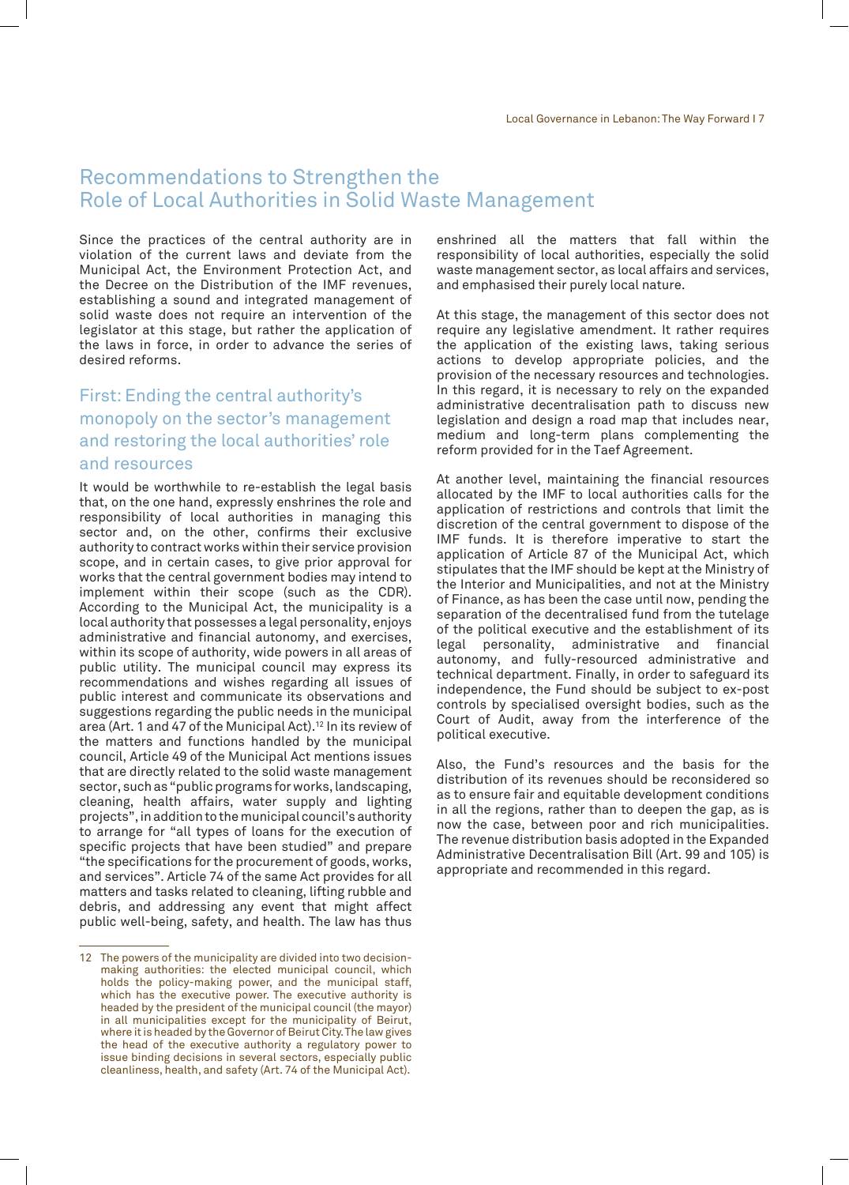## Recommendations to Strengthen the Role of Local Authorities in Solid Waste Management

Since the practices of the central authority are in violation of the current laws and deviate from the Municipal Act, the Environment Protection Act, and the Decree on the Distribution of the IMF revenues, establishing a sound and integrated management of solid waste does not require an intervention of the legislator at this stage, but rather the application of the laws in force, in order to advance the series of desired reforms.

### First: Ending the central authority's monopoly on the sector's management and restoring the local authorities' role and resources

It would be worthwhile to re-establish the legal basis that, on the one hand, expressly enshrines the role and responsibility of local authorities in managing this sector and, on the other, confirms their exclusive authority to contract works within their service provision scope, and in certain cases, to give prior approval for works that the central government bodies may intend to implement within their scope (such as the CDR). According to the Municipal Act, the municipality is a local authority that possesses a legal personality, enjoys administrative and financial autonomy, and exercises, within its scope of authority, wide powers in all areas of public utility. The municipal council may express its recommendations and wishes regarding all issues of public interest and communicate its observations and suggestions regarding the public needs in the municipal area (Art. 1 and 47 of the Municipal Act).[12] In its review of the matters and functions handled by the municipal council, Article 49 of the Municipal Act mentions issues that are directly related to the solid waste management sector, such as "public programs for works, landscaping, cleaning, health affairs, water supply and lighting projects", in addition to the municipal council's authority to arrange for "all types of loans for the execution of specific projects that have been studied" and prepare "the specifications for the procurement of goods, works, and services". Article 74 of the same Act provides for all matters and tasks related to cleaning, lifting rubble and debris, and addressing any event that might affect public well-being, safety, and health. The law has thus enshrined all the matters that fall within the responsibility of local authorities, especially the solid waste management sector, as local affairs and services, and emphasised their purely local nature.

At this stage, the management of this sector does not require any legislative amendment. It rather requires the application of the existing laws, taking serious actions to develop appropriate policies, and the provision of the necessary resources and technologies. In this regard, it is necessary to rely on the expanded administrative decentralisation path to discuss new legislation and design a road map that includes near, medium and long-term plans complementing the reform provided for in the Taef Agreement.

At another level, maintaining the financial resources allocated by the IMF to local authorities calls for the application of restrictions and controls that limit the discretion of the central government to dispose of the IMF funds. It is therefore imperative to start the application of Article 87 of the Municipal Act, which stipulates that the IMF should be kept at the Ministry of the Interior and Municipalities, and not at the Ministry of Finance, as has been the case until now, pending the separation of the decentralised fund from the tutelage of the political executive and the establishment of its legal personality, administrative and financial autonomy, and fully-resourced administrative and technical department. Finally, in order to safeguard its independence, the Fund should be subject to ex-post controls by specialised oversight bodies, such as the Court of Audit, away from the interference of the political executive.

Also, the Fund's resources and the basis for the distribution of its revenues should be reconsidered so as to ensure fair and equitable development conditions in all the regions, rather than to deepen the gap, as is now the case, between poor and rich municipalities. The revenue distribution basis adopted in the Expanded Administrative Decentralisation Bill (Art. 99 and 105) is appropriate and recommended in this regard.

---

12 The powers of the municipality are divided into two decision-making authorities: the elected municipal council, which holds the policy-making power, and the municipal staff, which has the executive power. The executive authority is headed by the president of the municipal council (the mayor) in all municipalities except for the municipality of Beirut, where it is headed by the Governor of Beirut City. The law gives the head of the executive authority a regulatory power to issue binding decisions in several sectors, especially public cleanliness, health, and safety (Art. 74 of the Municipal Act).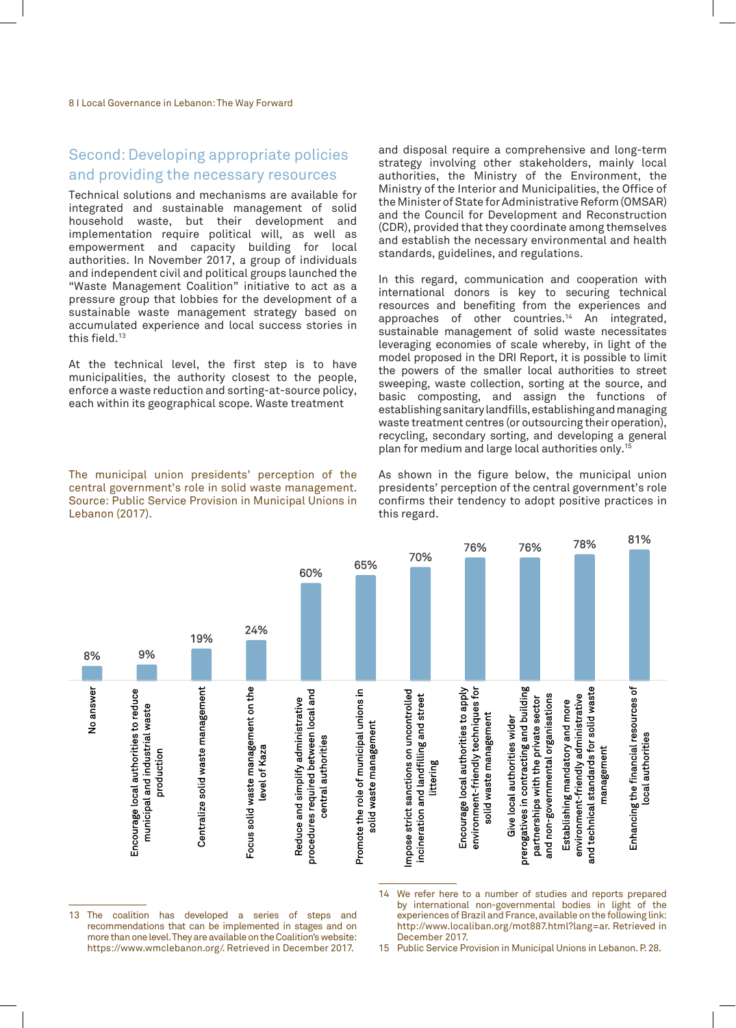## Second: Developing appropriate policies and providing the necessary resources

Technical solutions and mechanisms are available for integrated and sustainable management of solid household waste, but their development and implementation require political will, as well as empowerment and capacity building for local authorities. In November 2017, a group of individuals and independent civil and political groups launched the "Waste Management Coalition" initiative to act as a pressure group that lobbies for the development of a sustainable waste management strategy based on accumulated experience and local success stories in this field.[13]

At the technical level, the first step is to have municipalities, the authority closest to the people, enforce a waste reduction and sorting-at-source policy, each within its geographical scope. Waste treatment and disposal require a comprehensive and long-term strategy involving other stakeholders, mainly local authorities, the Ministry of the Environment, the Ministry of the Interior and Municipalities, the Office of the Minister of State for Administrative Reform (OMSAR) and the Council for Development and Reconstruction (CDR), provided that they coordinate among themselves and establish the necessary environmental and health standards, guidelines, and regulations.

In this regard, communication and cooperation with international donors is key to securing technical resources and benefiting from the experiences and approaches of other countries.[14] An integrated, sustainable management of solid waste necessitates leveraging economies of scale whereby, in light of the model proposed in the DRI Report, it is possible to limit the powers of the smaller local authorities to street sweeping, waste collection, sorting at the source, and basic composting, and assign the functions of establishing sanitary landfills, establishing and managing waste treatment centres (or outsourcing their operation), recycling, secondary sorting, and developing a general plan for medium and large local authorities only.[15]

As shown in the figure below, the municipal union presidents' perception of the central government's role confirms their tendency to adopt positive practices in this regard.

The municipal union presidents' perception of the central government's role in solid waste management. Source: Public Service Provision in Municipal Unions in Lebanon (2017).

| Perception | Percentage |
|---|---|
| No answer | 8% |
| Encourage local authorities to reduce municipal and industrial waste production | 9% |
| Centralize solid waste management | 19% |
| Focus solid waste management on the level of Kaza | 24% |
| Reduce and simplify administrative procedures required between local and central authorities | 60% |
| Promote the role of municipal unions in solid waste management | 65% |
| Impose strict sanctions on uncontrolled incineration and landfilling and street littering | 70% |
| Encourage local authorities to apply environment-friendly techniques for solid waste management | 76% |
| Give local authorities wider prerogatives in contracting and building partnerships with the private sector and non-governmental organisations | 76% |
| Establishing mandatory and more environment-friendly administrative and technical standards for solid waste management | 78% |
| Enhancing the financial resources of local authorities | 81% |

---

13 The coalition has developed a series of steps and recommendations that can be implemented in stages and on more than one level. They are available on the Coalition's website: https://www.wmclebanon.org/. Retrieved in December 2017.

14 We refer here to a number of studies and reports prepared by international non-governmental bodies in light of the experiences of Brazil and France, available on the following link: http://www.localiban.org/mot887.html?lang=ar. Retrieved in December 2017.

15 Public Service Provision in Municipal Unions in Lebanon. P. 28.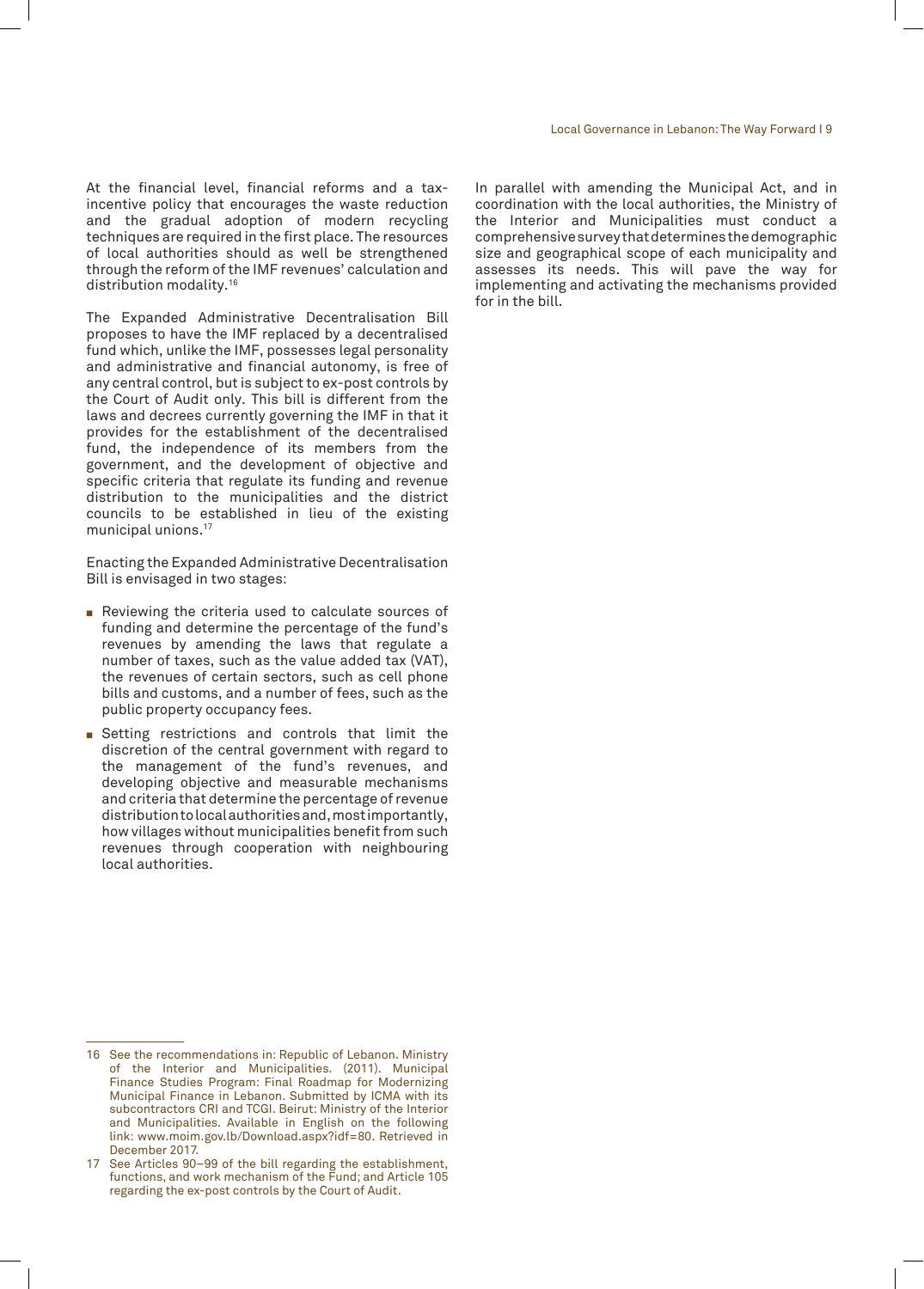At the financial level, financial reforms and a tax-incentive policy that encourages the waste reduction and the gradual adoption of modern recycling techniques are required in the first place. The resources of local authorities should as well be strengthened through the reform of the IMF revenues' calculation and distribution modality.[16]

The Expanded Administrative Decentralisation Bill proposes to have the IMF replaced by a decentralised fund which, unlike the IMF, possesses legal personality and administrative and financial autonomy, is free of any central control, but is subject to ex-post controls by the Court of Audit only. This bill is different from the laws and decrees currently governing the IMF in that it provides for the establishment of the decentralised fund, the independence of its members from the government, and the development of objective and specific criteria that regulate its funding and revenue distribution to the municipalities and the district councils to be established in lieu of the existing municipal unions.[17]

Enacting the Expanded Administrative Decentralisation Bill is envisaged in two stages:

- Reviewing the criteria used to calculate sources of funding and determine the percentage of the fund's revenues by amending the laws that regulate a number of taxes, such as the value added tax (VAT), the revenues of certain sectors, such as cell phone bills and customs, and a number of fees, such as the public property occupancy fees.
- Setting restrictions and controls that limit the discretion of the central government with regard to the management of the fund's revenues, and developing objective and measurable mechanisms and criteria that determine the percentage of revenue distribution to local authorities and, most importantly, how villages without municipalities benefit from such revenues through cooperation with neighbouring local authorities.

In parallel with amending the Municipal Act, and in coordination with the local authorities, the Ministry of the Interior and Municipalities must conduct a comprehensive survey that determines the demographic size and geographical scope of each municipality and assesses its needs. This will pave the way for implementing and activating the mechanisms provided for in the bill.

---

16 See the recommendations in: Republic of Lebanon. Ministry of the Interior and Municipalities. (2011). Municipal Finance Studies Program: Final Roadmap for Modernizing Municipal Finance in Lebanon. Submitted by ICMA with its subcontractors CRI and TCGI. Beirut: Ministry of the Interior and Municipalities. Available in English on the following link: www.moim.gov.lb/Download.aspx?idf=80. Retrieved in December 2017.

17 See Articles 90–99 of the bill regarding the establishment, functions, and work mechanism of the Fund; and Article 105 regarding the ex-post controls by the Court of Audit.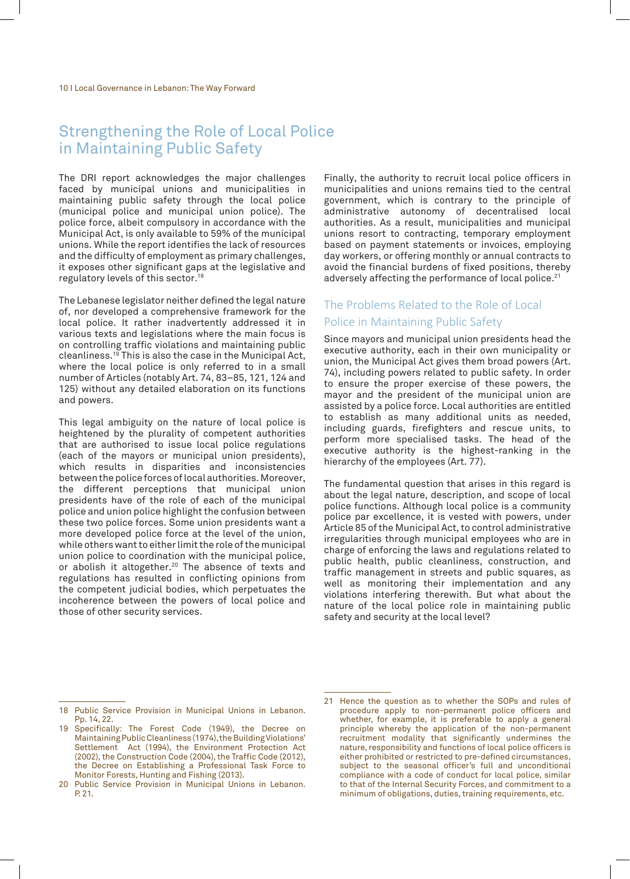## Strengthening the Role of Local Police in Maintaining Public Safety

The DRI report acknowledges the major challenges faced by municipal unions and municipalities in maintaining public safety through the local police (municipal police and municipal union police). The police force, albeit compulsory in accordance with the Municipal Act, is only available to 59% of the municipal unions. While the report identifies the lack of resources and the difficulty of employment as primary challenges, it exposes other significant gaps at the legislative and regulatory levels of this sector.[18]

The Lebanese legislator neither defined the legal nature of, nor developed a comprehensive framework for the local police. It rather inadvertently addressed it in various texts and legislations where the main focus is on controlling traffic violations and maintaining public cleanliness.[19] This is also the case in the Municipal Act, where the local police is only referred to in a small number of Articles (notably Art. 74, 83–85, 121, 124 and 125) without any detailed elaboration on its functions and powers.

This legal ambiguity on the nature of local police is heightened by the plurality of competent authorities that are authorised to issue local police regulations (each of the mayors or municipal union presidents), which results in disparities and inconsistencies between the police forces of local authorities. Moreover, the different perceptions that municipal union presidents have of the role of each of the municipal police and union police highlight the confusion between these two police forces. Some union presidents want a more developed police force at the level of the union, while others want to either limit the role of the municipal union police to coordination with the municipal police, or abolish it altogether.[20] The absence of texts and regulations has resulted in conflicting opinions from the competent judicial bodies, which perpetuates the incoherence between the powers of local police and those of other security services.

Finally, the authority to recruit local police officers in municipalities and unions remains tied to the central government, which is contrary to the principle of administrative autonomy of decentralised local authorities. As a result, municipalities and municipal unions resort to contracting, temporary employment based on payment statements or invoices, employing day workers, or offering monthly or annual contracts to avoid the financial burdens of fixed positions, thereby adversely affecting the performance of local police.[21]

### The Problems Related to the Role of Local Police in Maintaining Public Safety

Since mayors and municipal union presidents head the executive authority, each in their own municipality or union, the Municipal Act gives them broad powers (Art. 74), including powers related to public safety. In order to ensure the proper exercise of these powers, the mayor and the president of the municipal union are assisted by a police force. Local authorities are entitled to establish as many additional units as needed, including guards, firefighters and rescue units, to perform more specialised tasks. The head of the executive authority is the highest-ranking in the hierarchy of the employees (Art. 77).

The fundamental question that arises in this regard is about the legal nature, description, and scope of local police functions. Although local police is a community police par excellence, it is vested with powers, under Article 85 of the Municipal Act, to control administrative irregularities through municipal employees who are in charge of enforcing the laws and regulations related to public health, public cleanliness, construction, and traffic management in streets and public squares, as well as monitoring their implementation and any violations interfering therewith. But what about the nature of the local police role in maintaining public safety and security at the local level?

---

18 Public Service Provision in Municipal Unions in Lebanon. Pp. 14, 22.

19 Specifically: The Forest Code (1949), the Decree on Maintaining Public Cleanliness (1974), the Building Violations' Settlement Act (1994), the Environment Protection Act (2002), the Construction Code (2004), the Traffic Code (2012), the Decree on Establishing a Professional Task Force to Monitor Forests, Hunting and Fishing (2013).

20 Public Service Provision in Municipal Unions in Lebanon. P. 21.

21 Hence the question as to whether the SOPs and rules of procedure apply to non-permanent police officers and whether, for example, it is preferable to apply a general principle whereby the application of the non-permanent recruitment modality that significantly undermines the nature, responsibility and functions of local police officers is either prohibited or restricted to pre-defined circumstances, subject to the seasonal officer's full and unconditional compliance with a code of conduct for local police, similar to that of the Internal Security Forces, and commitment to a minimum of obligations, duties, training requirements, etc.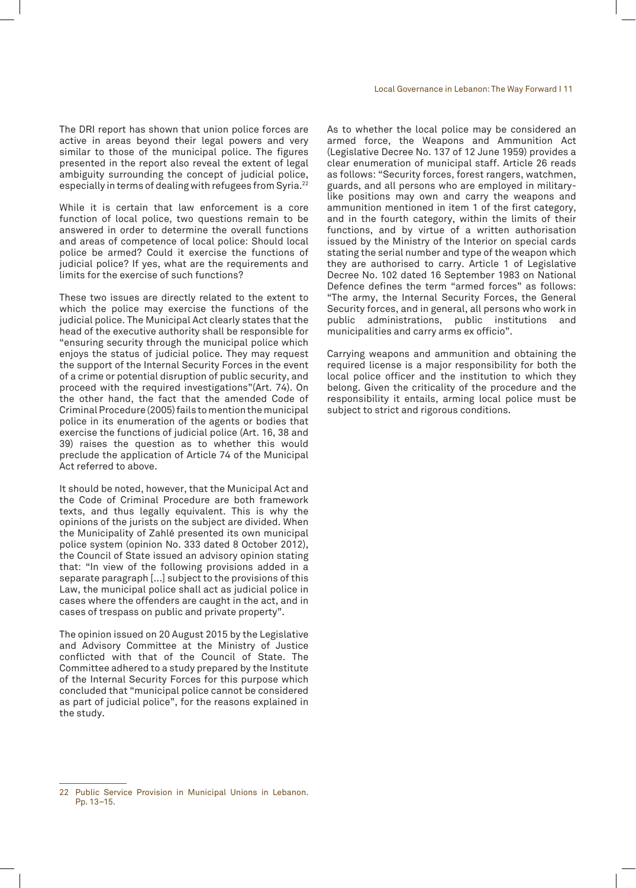The DRI report has shown that union police forces are active in areas beyond their legal powers and very similar to those of the municipal police. The figures presented in the report also reveal the extent of legal ambiguity surrounding the concept of judicial police, especially in terms of dealing with refugees from Syria.[22]

While it is certain that law enforcement is a core function of local police, two questions remain to be answered in order to determine the overall functions and areas of competence of local police: Should local police be armed? Could it exercise the functions of judicial police? If yes, what are the requirements and limits for the exercise of such functions?

These two issues are directly related to the extent to which the police may exercise the functions of the judicial police. The Municipal Act clearly states that the head of the executive authority shall be responsible for "ensuring security through the municipal police which enjoys the status of judicial police. They may request the support of the Internal Security Forces in the event of a crime or potential disruption of public security, and proceed with the required investigations"(Art. 74). On the other hand, the fact that the amended Code of Criminal Procedure (2005) fails to mention the municipal police in its enumeration of the agents or bodies that exercise the functions of judicial police (Art. 16, 38 and 39) raises the question as to whether this would preclude the application of Article 74 of the Municipal Act referred to above.

It should be noted, however, that the Municipal Act and the Code of Criminal Procedure are both framework texts, and thus legally equivalent. This is why the opinions of the jurists on the subject are divided. When the Municipality of Zahlé presented its own municipal police system (opinion No. 333 dated 8 October 2012), the Council of State issued an advisory opinion stating that: "In view of the following provisions added in a separate paragraph [...] subject to the provisions of this Law, the municipal police shall act as judicial police in cases where the offenders are caught in the act, and in cases of trespass on public and private property".

The opinion issued on 20 August 2015 by the Legislative and Advisory Committee at the Ministry of Justice conflicted with that of the Council of State. The Committee adhered to a study prepared by the Institute of the Internal Security Forces for this purpose which concluded that "municipal police cannot be considered as part of judicial police", for the reasons explained in the study.

As to whether the local police may be considered an armed force, the Weapons and Ammunition Act (Legislative Decree No. 137 of 12 June 1959) provides a clear enumeration of municipal staff. Article 26 reads as follows: "Security forces, forest rangers, watchmen, guards, and all persons who are employed in military-like positions may own and carry the weapons and ammunition mentioned in item 1 of the first category, and in the fourth category, within the limits of their functions, and by virtue of a written authorisation issued by the Ministry of the Interior on special cards stating the serial number and type of the weapon which they are authorised to carry. Article 1 of Legislative Decree No. 102 dated 16 September 1983 on National Defence defines the term "armed forces" as follows: "The army, the Internal Security Forces, the General Security forces, and in general, all persons who work in public administrations, public institutions and municipalities and carry arms ex officio".

Carrying weapons and ammunition and obtaining the required license is a major responsibility for both the local police officer and the institution to which they belong. Given the criticality of the procedure and the responsibility it entails, arming local police must be subject to strict and rigorous conditions.

---

22 Public Service Provision in Municipal Unions in Lebanon. Pp. 13–15.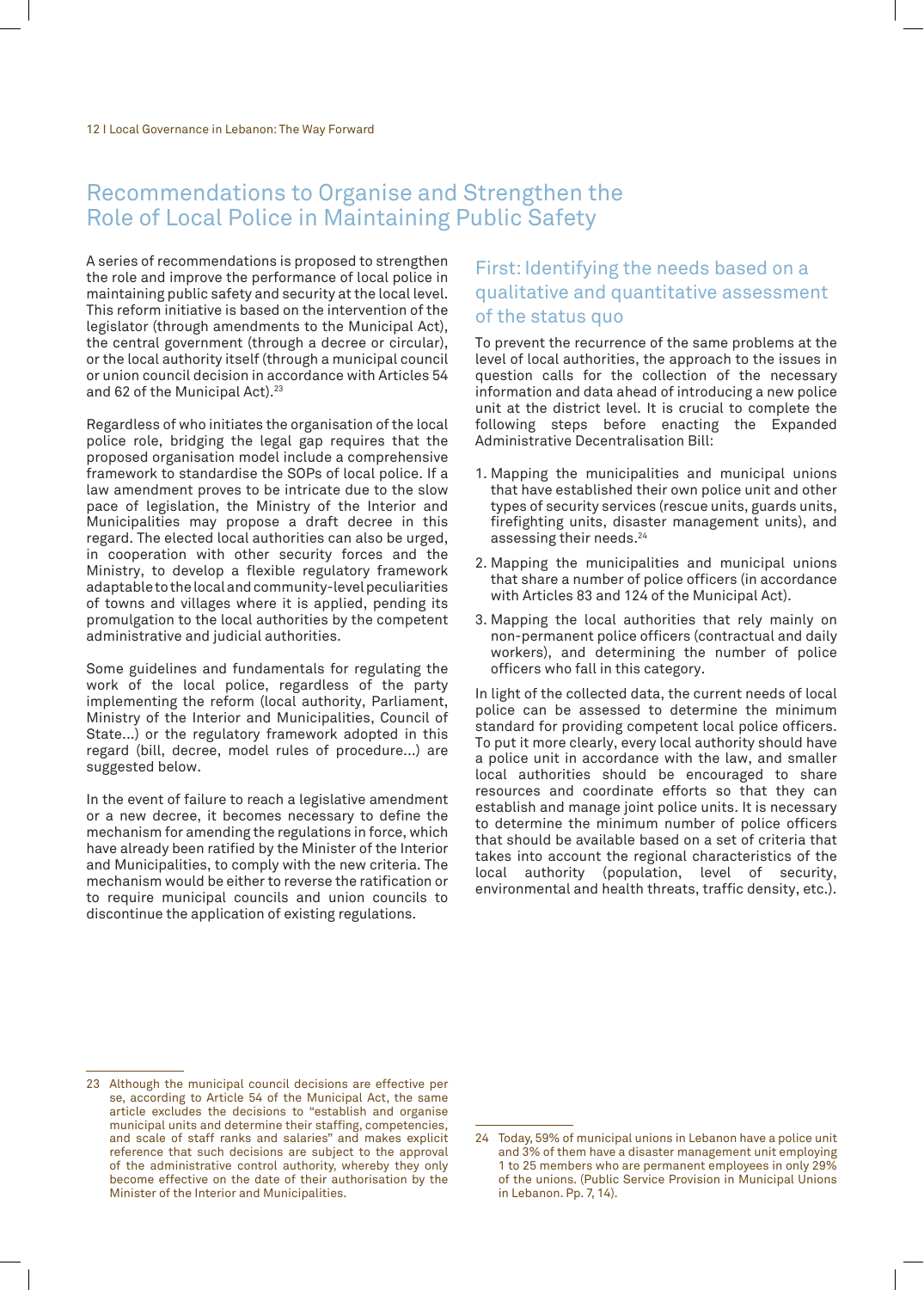## Recommendations to Organise and Strengthen the Role of Local Police in Maintaining Public Safety

A series of recommendations is proposed to strengthen the role and improve the performance of local police in maintaining public safety and security at the local level. This reform initiative is based on the intervention of the legislator (through amendments to the Municipal Act), the central government (through a decree or circular), or the local authority itself (through a municipal council or union council decision in accordance with Articles 54 and 62 of the Municipal Act).[23]

Regardless of who initiates the organisation of the local police role, bridging the legal gap requires that the proposed organisation model include a comprehensive framework to standardise the SOPs of local police. If a law amendment proves to be intricate due to the slow pace of legislation, the Ministry of the Interior and Municipalities may propose a draft decree in this regard. The elected local authorities can also be urged, in cooperation with other security forces and the Ministry, to develop a flexible regulatory framework adaptable to the local and community-level peculiarities of towns and villages where it is applied, pending its promulgation to the local authorities by the competent administrative and judicial authorities.

Some guidelines and fundamentals for regulating the work of the local police, regardless of the party implementing the reform (local authority, Parliament, Ministry of the Interior and Municipalities, Council of State...) or the regulatory framework adopted in this regard (bill, decree, model rules of procedure...) are suggested below.

In the event of failure to reach a legislative amendment or a new decree, it becomes necessary to define the mechanism for amending the regulations in force, which have already been ratified by the Minister of the Interior and Municipalities, to comply with the new criteria. The mechanism would be either to reverse the ratification or to require municipal councils and union councils to discontinue the application of existing regulations.

### First: Identifying the needs based on a qualitative and quantitative assessment of the status quo

To prevent the recurrence of the same problems at the level of local authorities, the approach to the issues in question calls for the collection of the necessary information and data ahead of introducing a new police unit at the district level. It is crucial to complete the following steps before enacting the Expanded Administrative Decentralisation Bill:

1. Mapping the municipalities and municipal unions that have established their own police unit and other types of security services (rescue units, guards units, firefighting units, disaster management units), and assessing their needs.[24]
2. Mapping the municipalities and municipal unions that share a number of police officers (in accordance with Articles 83 and 124 of the Municipal Act).
3. Mapping the local authorities that rely mainly on non-permanent police officers (contractual and daily workers), and determining the number of police officers who fall in this category.

In light of the collected data, the current needs of local police can be assessed to determine the minimum standard for providing competent local police officers. To put it more clearly, every local authority should have a police unit in accordance with the law, and smaller local authorities should be encouraged to share resources and coordinate efforts so that they can establish and manage joint police units. It is necessary to determine the minimum number of police officers that should be available based on a set of criteria that takes into account the regional characteristics of the local authority (population, level of security, environmental and health threats, traffic density, etc.).

---

23 Although the municipal council decisions are effective per se, according to Article 54 of the Municipal Act, the same article excludes the decisions to "establish and organise municipal units and determine their staffing, competencies, and scale of staff ranks and salaries" and makes explicit reference that such decisions are subject to the approval of the administrative control authority, whereby they only become effective on the date of their authorisation by the Minister of the Interior and Municipalities.

24 Today, 59% of municipal unions in Lebanon have a police unit and 3% of them have a disaster management unit employing 1 to 25 members who are permanent employees in only 29% of the unions. (Public Service Provision in Municipal Unions in Lebanon. Pp. 7, 14).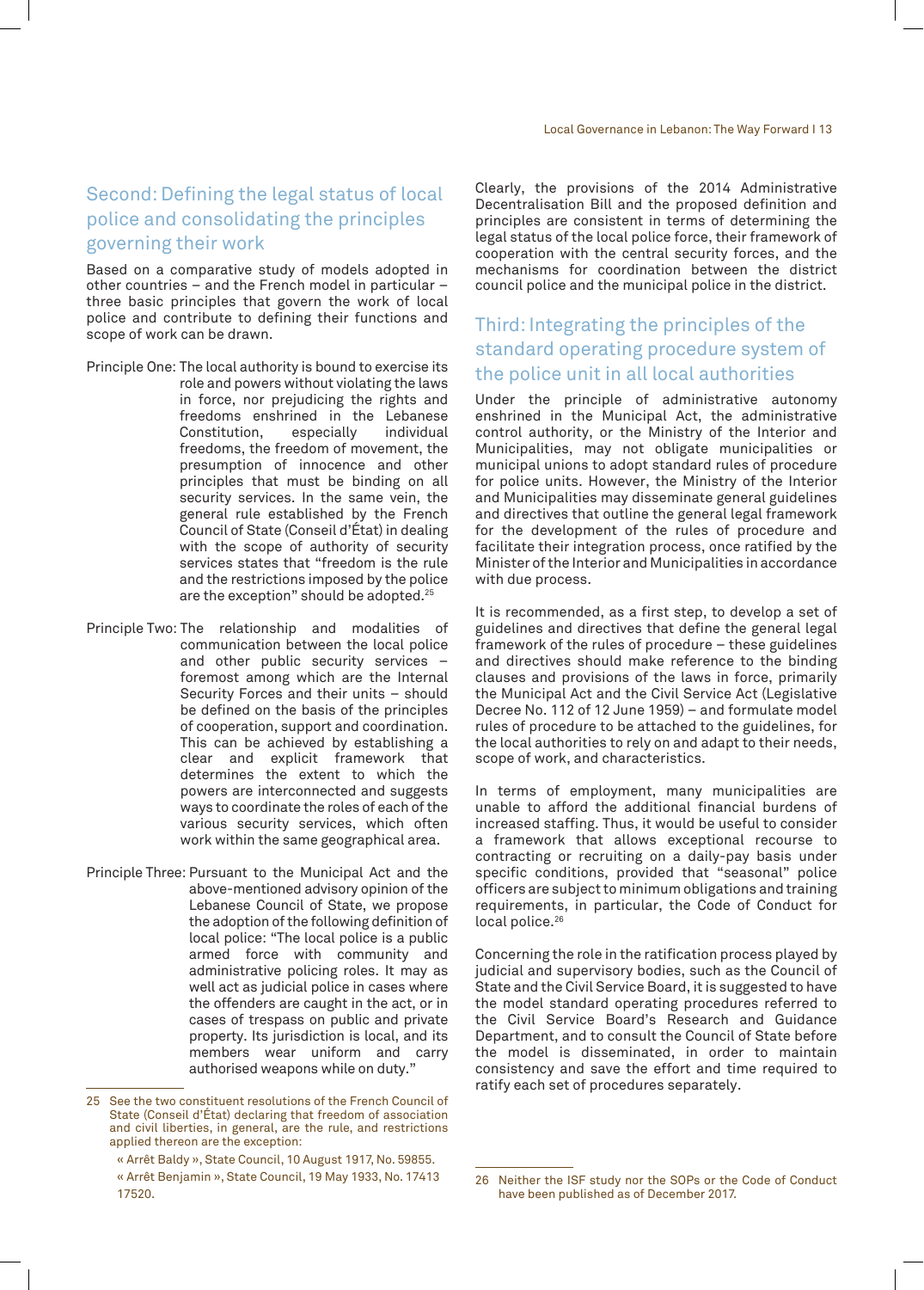## Second: Defining the legal status of local police and consolidating the principles governing their work

Based on a comparative study of models adopted in other countries – and the French model in particular – three basic principles that govern the work of local police and contribute to defining their functions and scope of work can be drawn.

Principle One: The local authority is bound to exercise its role and powers without violating the laws in force, nor prejudicing the rights and freedoms enshrined in the Lebanese Constitution, especially individual freedoms, the freedom of movement, the presumption of innocence and other principles that must be binding on all security services. In the same vein, the general rule established by the French Council of State (Conseil d'État) in dealing with the scope of authority of security services states that "freedom is the rule and the restrictions imposed by the police are the exception" should be adopted.[25]

Principle Two: The relationship and modalities of communication between the local police and other public security services – foremost among which are the Internal Security Forces and their units – should be defined on the basis of the principles of cooperation, support and coordination. This can be achieved by establishing a clear and explicit framework that determines the extent to which the powers are interconnected and suggests ways to coordinate the roles of each of the various security services, which often work within the same geographical area.

Principle Three: Pursuant to the Municipal Act and the above-mentioned advisory opinion of the Lebanese Council of State, we propose the adoption of the following definition of local police: "The local police is a public armed force with community and administrative policing roles. It may as well act as judicial police in cases where the offenders are caught in the act, or in cases of trespass on public and private property. Its jurisdiction is local, and its members wear uniform and carry authorised weapons while on duty."

Clearly, the provisions of the 2014 Administrative Decentralisation Bill and the proposed definition and principles are consistent in terms of determining the legal status of the local police force, their framework of cooperation with the central security forces, and the mechanisms for coordination between the district council police and the municipal police in the district.

## Third: Integrating the principles of the standard operating procedure system of the police unit in all local authorities

Under the principle of administrative autonomy enshrined in the Municipal Act, the administrative control authority, or the Ministry of the Interior and Municipalities, may not obligate municipalities or municipal unions to adopt standard rules of procedure for police units. However, the Ministry of the Interior and Municipalities may disseminate general guidelines and directives that outline the general legal framework for the development of the rules of procedure and facilitate their integration process, once ratified by the Minister of the Interior and Municipalities in accordance with due process.

It is recommended, as a first step, to develop a set of guidelines and directives that define the general legal framework of the rules of procedure – these guidelines and directives should make reference to the binding clauses and provisions of the laws in force, primarily the Municipal Act and the Civil Service Act (Legislative Decree No. 112 of 12 June 1959) – and formulate model rules of procedure to be attached to the guidelines, for the local authorities to rely on and adapt to their needs, scope of work, and characteristics.

In terms of employment, many municipalities are unable to afford the additional financial burdens of increased staffing. Thus, it would be useful to consider a framework that allows exceptional recourse to contracting or recruiting on a daily-pay basis under specific conditions, provided that "seasonal" police officers are subject to minimum obligations and training requirements, in particular, the Code of Conduct for local police.[26]

Concerning the role in the ratification process played by judicial and supervisory bodies, such as the Council of State and the Civil Service Board, it is suggested to have the model standard operating procedures referred to the Civil Service Board's Research and Guidance Department, and to consult the Council of State before the model is disseminated, in order to maintain consistency and save the effort and time required to ratify each set of procedures separately.

---

25 See the two constituent resolutions of the French Council of State (Conseil d'État) declaring that freedom of association and civil liberties, in general, are the rule, and restrictions applied thereon are the exception:

« Arrêt Baldy », State Council, 10 August 1917, No. 59855.

« Arrêt Benjamin », State Council, 19 May 1933, No. 17413 17520.

26 Neither the ISF study nor the SOPs or the Code of Conduct have been published as of December 2017.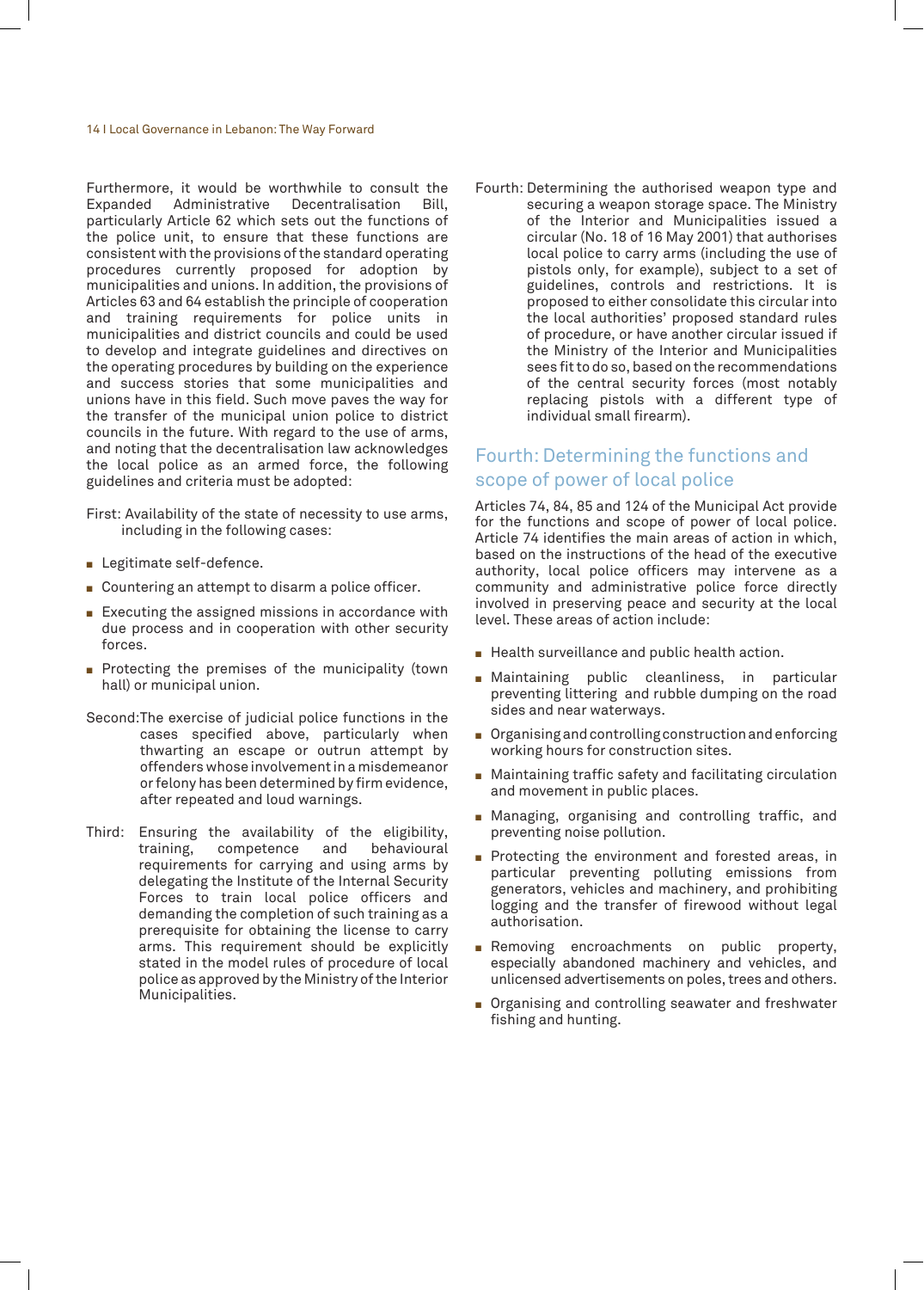Furthermore, it would be worthwhile to consult the Expanded Administrative Decentralisation Bill, particularly Article 62 which sets out the functions of the police unit, to ensure that these functions are consistent with the provisions of the standard operating procedures currently proposed for adoption by municipalities and unions. In addition, the provisions of Articles 63 and 64 establish the principle of cooperation and training requirements for police units in municipalities and district councils and could be used to develop and integrate guidelines and directives on the operating procedures by building on the experience and success stories that some municipalities and unions have in this field. Such move paves the way for the transfer of the municipal union police to district councils in the future. With regard to the use of arms, and noting that the decentralisation law acknowledges the local police as an armed force, the following guidelines and criteria must be adopted:

First: Availability of the state of necessity to use arms, including in the following cases:

- Legitimate self-defence.
- Countering an attempt to disarm a police officer.
- Executing the assigned missions in accordance with due process and in cooperation with other security forces.
- Protecting the premises of the municipality (town hall) or municipal union.

Second: The exercise of judicial police functions in the cases specified above, particularly when thwarting an escape or outrun attempt by offenders whose involvement in a misdemeanor or felony has been determined by firm evidence, after repeated and loud warnings.

Third: Ensuring the availability of the eligibility, training, competence and behavioural requirements for carrying and using arms by delegating the Institute of the Internal Security Forces to train local police officers and demanding the completion of such training as a prerequisite for obtaining the license to carry arms. This requirement should be explicitly stated in the model rules of procedure of local police as approved by the Ministry of the Interior Municipalities.

Fourth: Determining the authorised weapon type and securing a weapon storage space. The Ministry of the Interior and Municipalities issued a circular (No. 18 of 16 May 2001) that authorises local police to carry arms (including the use of pistols only, for example), subject to a set of guidelines, controls and restrictions. It is proposed to either consolidate this circular into the local authorities' proposed standard rules of procedure, or have another circular issued if the Ministry of the Interior and Municipalities sees fit to do so, based on the recommendations of the central security forces (most notably replacing pistols with a different type of individual small firearm).

## Fourth: Determining the functions and scope of power of local police

Articles 74, 84, 85 and 124 of the Municipal Act provide for the functions and scope of power of local police. Article 74 identifies the main areas of action in which, based on the instructions of the head of the executive authority, local police officers may intervene as a community and administrative police force directly involved in preserving peace and security at the local level. These areas of action include:

- Health surveillance and public health action.
- Maintaining public cleanliness, in particular preventing littering and rubble dumping on the road sides and near waterways.
- Organising and controlling construction and enforcing working hours for construction sites.
- Maintaining traffic safety and facilitating circulation and movement in public places.
- Managing, organising and controlling traffic, and preventing noise pollution.
- Protecting the environment and forested areas, in particular preventing polluting emissions from generators, vehicles and machinery, and prohibiting logging and the transfer of firewood without legal authorisation.
- Removing encroachments on public property, especially abandoned machinery and vehicles, and unlicensed advertisements on poles, trees and others.
- Organising and controlling seawater and freshwater fishing and hunting.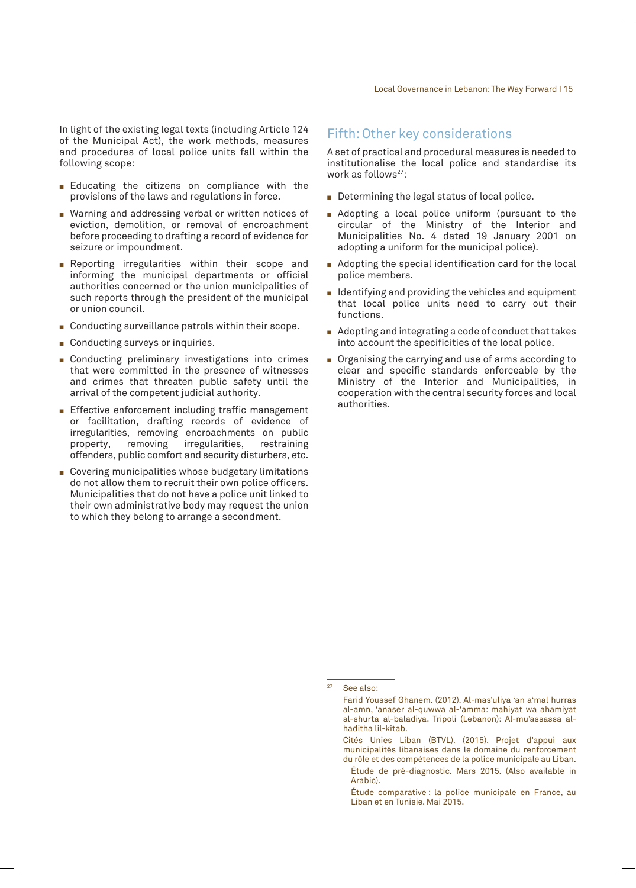In light of the existing legal texts (including Article 124 of the Municipal Act), the work methods, measures and procedures of local police units fall within the following scope:

- Educating the citizens on compliance with the provisions of the laws and regulations in force.
- Warning and addressing verbal or written notices of eviction, demolition, or removal of encroachment before proceeding to drafting a record of evidence for seizure or impoundment.
- Reporting irregularities within their scope and informing the municipal departments or official authorities concerned or the union municipalities of such reports through the president of the municipal or union council.
- Conducting surveillance patrols within their scope.
- Conducting surveys or inquiries.
- Conducting preliminary investigations into crimes that were committed in the presence of witnesses and crimes that threaten public safety until the arrival of the competent judicial authority.
- Effective enforcement including traffic management or facilitation, drafting records of evidence of irregularities, removing encroachments on public property, removing irregularities, restraining offenders, public comfort and security disturbers, etc.
- Covering municipalities whose budgetary limitations do not allow them to recruit their own police officers. Municipalities that do not have a police unit linked to their own administrative body may request the union to which they belong to arrange a secondment.

## Fifth: Other key considerations

A set of practical and procedural measures is needed to institutionalise the local police and standardise its work as follows[27]:

- Determining the legal status of local police.
- Adopting a local police uniform (pursuant to the circular of the Ministry of the Interior and Municipalities No. 4 dated 19 January 2001 on adopting a uniform for the municipal police).
- Adopting the special identification card for the local police members.
- Identifying and providing the vehicles and equipment that local police units need to carry out their functions.
- Adopting and integrating a code of conduct that takes into account the specificities of the local police.
- Organising the carrying and use of arms according to clear and specific standards enforceable by the Ministry of the Interior and Municipalities, in cooperation with the central security forces and local authorities.

---

[27] See also:

Farid Youssef Ghanem. (2012). Al-mas'uliya 'an a'mal hurras al-amn, 'anaser al-quwwa al-'amma: mahiyat wa ahamiyat al-shurta al-baladiya. Tripoli (Lebanon): Al-mu'assassa al-haditha lil-kitab.

Cités Unies Liban (BTVL). (2015). Projet d'appui aux municipalités libanaises dans le domaine du renforcement du rôle et des compétences de la police municipale au Liban.

Étude de pré-diagnostic. Mars 2015. (Also available in Arabic).

Étude comparative : la police municipale en France, au Liban et en Tunisie. Mai 2015.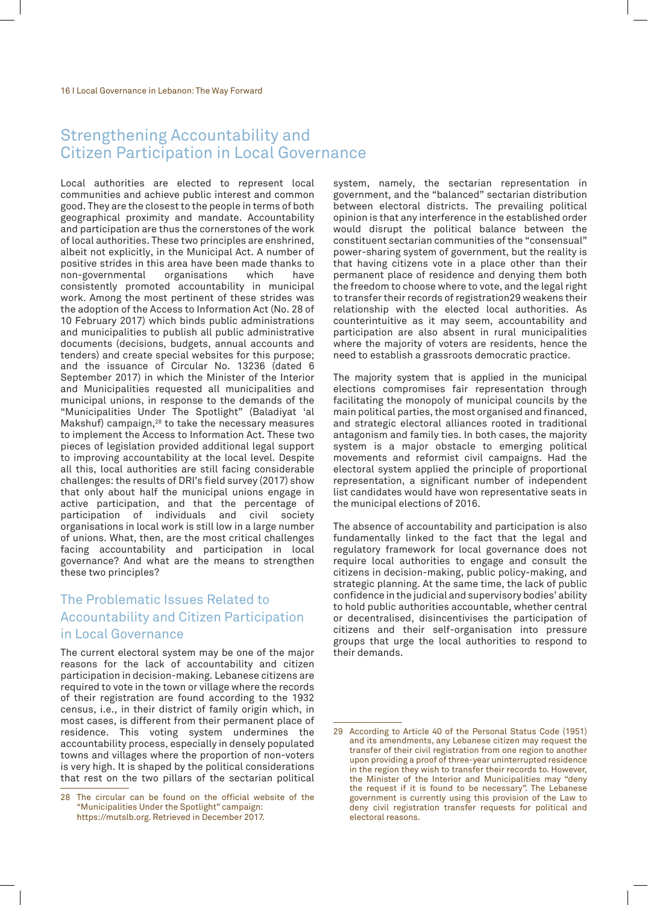## Strengthening Accountability and Citizen Participation in Local Governance

Local authorities are elected to represent local communities and achieve public interest and common good. They are the closest to the people in terms of both geographical proximity and mandate. Accountability and participation are thus the cornerstones of the work of local authorities. These two principles are enshrined, albeit not explicitly, in the Municipal Act. A number of positive strides in this area have been made thanks to non-governmental organisations which have consistently promoted accountability in municipal work. Among the most pertinent of these strides was the adoption of the Access to Information Act (No. 28 of 10 February 2017) which binds public administrations and municipalities to publish all public administrative documents (decisions, budgets, annual accounts and tenders) and create special websites for this purpose; and the issuance of Circular No. 13236 (dated 6 September 2017) in which the Minister of the Interior and Municipalities requested all municipalities and municipal unions, in response to the demands of the "Municipalities Under The Spotlight" (Baladiyat 'al Makshuf) campaign,[28] to take the necessary measures to implement the Access to Information Act. These two pieces of legislation provided additional legal support to improving accountability at the local level. Despite all this, local authorities are still facing considerable challenges: the results of DRI's field survey (2017) show that only about half the municipal unions engage in active participation, and that the percentage of participation of individuals and civil society organisations in local work is still low in a large number of unions. What, then, are the most critical challenges facing accountability and participation in local governance? And what are the means to strengthen these two principles?

### The Problematic Issues Related to Accountability and Citizen Participation in Local Governance

The current electoral system may be one of the major reasons for the lack of accountability and citizen participation in decision-making. Lebanese citizens are required to vote in the town or village where the records of their registration are found according to the 1932 census, i.e., in their district of family origin which, in most cases, is different from their permanent place of residence. This voting system undermines the accountability process, especially in densely populated towns and villages where the proportion of non-voters is very high. It is shaped by the political considerations that rest on the two pillars of the sectarian political system, namely, the sectarian representation in government, and the "balanced" sectarian distribution between electoral districts. The prevailing political opinion is that any interference in the established order would disrupt the political balance between the constituent sectarian communities of the "consensual" power-sharing system of government, but the reality is that having citizens vote in a place other than their permanent place of residence and denying them both the freedom to choose where to vote, and the legal right to transfer their records of registration[29] weakens their relationship with the elected local authorities. As counterintuitive as it may seem, accountability and participation are also absent in rural municipalities where the majority of voters are residents, hence the need to establish a grassroots democratic practice.

The majority system that is applied in the municipal elections compromises fair representation through facilitating the monopoly of municipal councils by the main political parties, the most organised and financed, and strategic electoral alliances rooted in traditional antagonism and family ties. In both cases, the majority system is a major obstacle to emerging political movements and reformist civil campaigns. Had the electoral system applied the principle of proportional representation, a significant number of independent list candidates would have won representative seats in the municipal elections of 2016.

The absence of accountability and participation is also fundamentally linked to the fact that the legal and regulatory framework for local governance does not require local authorities to engage and consult the citizens in decision-making, public policy-making, and strategic planning. At the same time, the lack of public confidence in the judicial and supervisory bodies' ability to hold public authorities accountable, whether central or decentralised, disincentivises the participation of citizens and their self-organisation into pressure groups that urge the local authorities to respond to their demands.

---

28 The circular can be found on the official website of the "Municipalities Under the Spotlight" campaign: https://mutslb.org. Retrieved in December 2017.

29 According to Article 40 of the Personal Status Code (1951) and its amendments, any Lebanese citizen may request the transfer of their civil registration from one region to another upon providing a proof of three-year uninterrupted residence in the region they wish to transfer their records to. However, the Minister of the Interior and Municipalities may "deny the request if it is found to be necessary". The Lebanese government is currently using this provision of the Law to deny civil registration transfer requests for political and electoral reasons.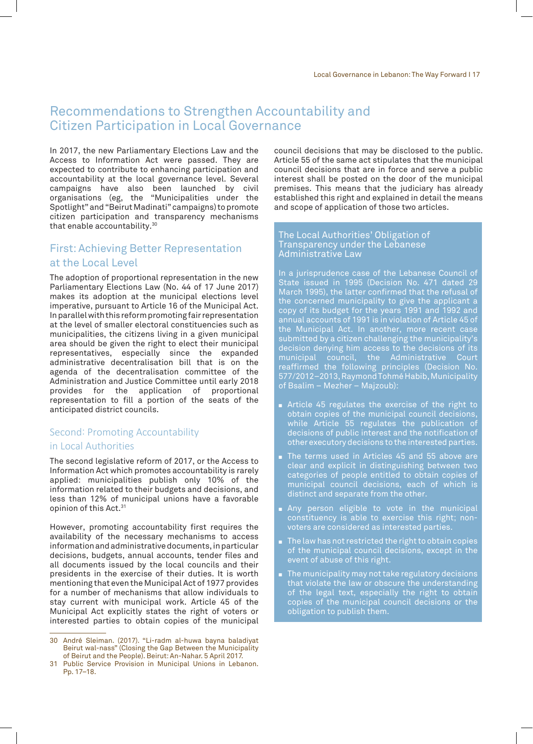# Recommendations to Strengthen Accountability and Citizen Participation in Local Governance

In 2017, the new Parliamentary Elections Law and the Access to Information Act were passed. They are expected to contribute to enhancing participation and accountability at the local governance level. Several campaigns have also been launched by civil organisations (eg, the "Municipalities under the Spotlight" and "Beirut Madinati" campaigns) to promote citizen participation and transparency mechanisms that enable accountability.[30]

## First: Achieving Better Representation at the Local Level

The adoption of proportional representation in the new Parliamentary Elections Law (No. 44 of 17 June 2017) makes its adoption at the municipal elections level imperative, pursuant to Article 16 of the Municipal Act. In parallel with this reform promoting fair representation at the level of smaller electoral constituencies such as municipalities, the citizens living in a given municipal area should be given the right to elect their municipal representatives, especially since the expanded administrative decentralisation bill that is on the agenda of the decentralisation committee of the Administration and Justice Committee until early 2018 provides for the application of proportional representation to fill a portion of the seats of the anticipated district councils.

## Second: Promoting Accountability in Local Authorities

The second legislative reform of 2017, or the Access to Information Act which promotes accountability is rarely applied: municipalities publish only 10% of the information related to their budgets and decisions, and less than 12% of municipal unions have a favorable opinion of this Act.[31]

However, promoting accountability first requires the availability of the necessary mechanisms to access information and administrative documents, in particular decisions, budgets, annual accounts, tender files and all documents issued by the local councils and their presidents in the exercise of their duties. It is worth mentioning that even the Municipal Act of 1977 provides for a number of mechanisms that allow individuals to stay current with municipal work. Article 45 of the Municipal Act explicitly states the right of voters or interested parties to obtain copies of the municipal council decisions that may be disclosed to the public. Article 55 of the same act stipulates that the municipal council decisions that are in force and serve a public interest shall be posted on the door of the municipal premises. This means that the judiciary has already established this right and explained in detail the means and scope of application of those two articles.

### The Local Authorities' Obligation of Transparency under the Lebanese Administrative Law

In a jurisprudence case of the Lebanese Council of State issued in 1995 (Decision No. 471 dated 29 March 1995), the latter confirmed that the refusal of the concerned municipality to give the applicant a copy of its budget for the years 1991 and 1992 and annual accounts of 1991 is in violation of Article 45 of the Municipal Act. In another, more recent case submitted by a citizen challenging the municipality's decision denying him access to the decisions of its municipal council, the Administrative Court reaffirmed the following principles (Decision No. 577/2012–2013, Raymond Tohmé Habib, Municipality of Bsalim – Mezher – Majzoub):

- Article 45 regulates the exercise of the right to obtain copies of the municipal council decisions, while Article 55 regulates the publication of decisions of public interest and the notification of other executory decisions to the interested parties.
- The terms used in Articles 45 and 55 above are clear and explicit in distinguishing between two categories of people entitled to obtain copies of municipal council decisions, each of which is distinct and separate from the other.
- Any person eligible to vote in the municipal constituency is able to exercise this right; non-voters are considered as interested parties.
- The law has not restricted the right to obtain copies of the municipal council decisions, except in the event of abuse of this right.
- The municipality may not take regulatory decisions that violate the law or obscure the understanding of the legal text, especially the right to obtain copies of the municipal council decisions or the obligation to publish them.

---

30 André Sleiman. (2017). "Li-radm al-huwa bayna baladiyat Beirut wal-nass" (Closing the Gap Between the Municipality of Beirut and the People). Beirut: An-Nahar. 5 April 2017.

31 Public Service Provision in Municipal Unions in Lebanon. Pp. 17–18.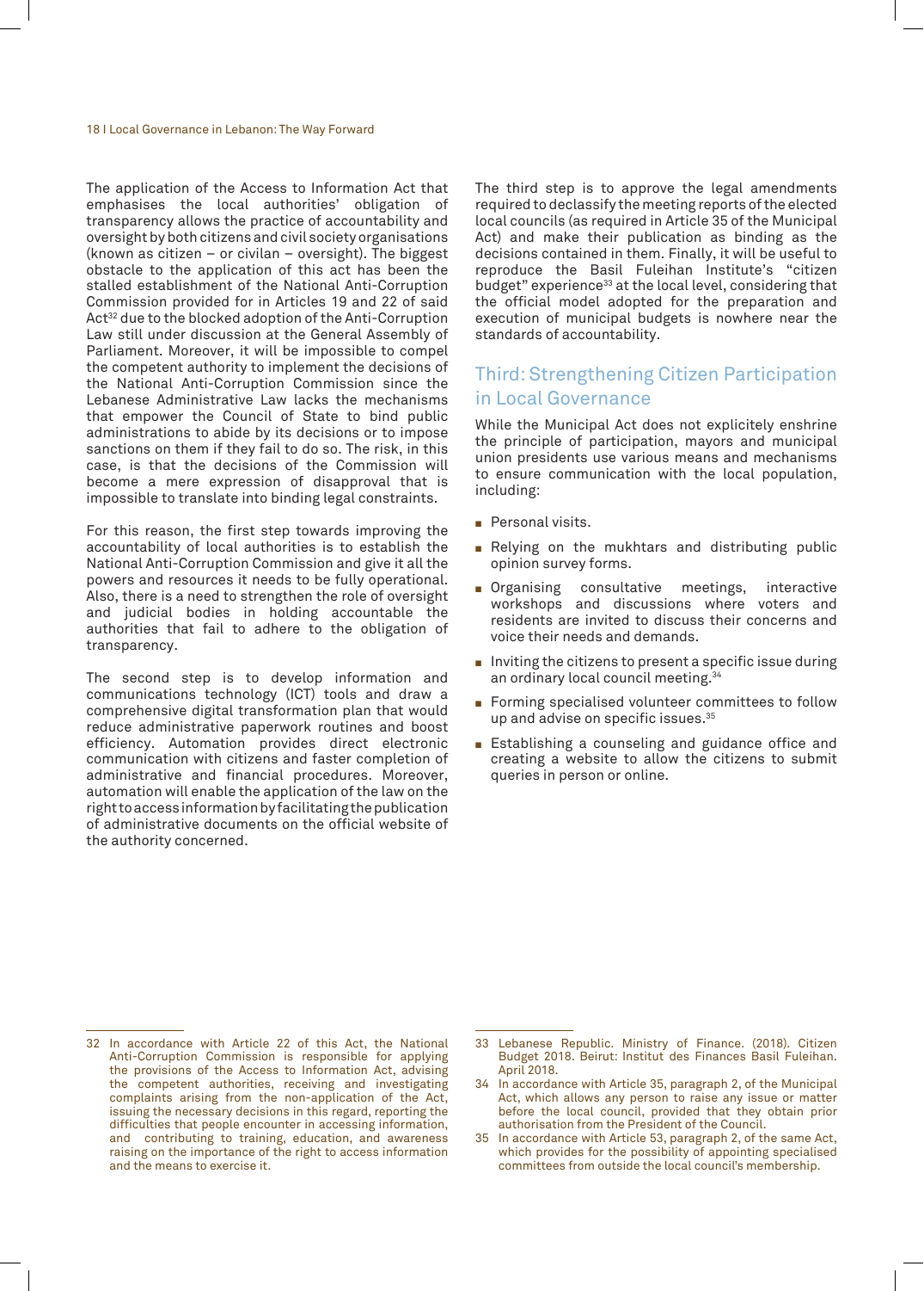The application of the Access to Information Act that emphasises the local authorities' obligation of transparency allows the practice of accountability and oversight by both citizens and civil society organisations (known as citizen – or civilan – oversight). The biggest obstacle to the application of this act has been the stalled establishment of the National Anti-Corruption Commission provided for in Articles 19 and 22 of said Act[32] due to the blocked adoption of the Anti-Corruption Law still under discussion at the General Assembly of Parliament. Moreover, it will be impossible to compel the competent authority to implement the decisions of the National Anti-Corruption Commission since the Lebanese Administrative Law lacks the mechanisms that empower the Council of State to bind public administrations to abide by its decisions or to impose sanctions on them if they fail to do so. The risk, in this case, is that the decisions of the Commission will become a mere expression of disapproval that is impossible to translate into binding legal constraints.

For this reason, the first step towards improving the accountability of local authorities is to establish the National Anti-Corruption Commission and give it all the powers and resources it needs to be fully operational. Also, there is a need to strengthen the role of oversight and judicial bodies in holding accountable the authorities that fail to adhere to the obligation of transparency.

The second step is to develop information and communications technology (ICT) tools and draw a comprehensive digital transformation plan that would reduce administrative paperwork routines and boost efficiency. Automation provides direct electronic communication with citizens and faster completion of administrative and financial procedures. Moreover, automation will enable the application of the law on the right to access information by facilitating the publication of administrative documents on the official website of the authority concerned.

The third step is to approve the legal amendments required to declassify the meeting reports of the elected local councils (as required in Article 35 of the Municipal Act) and make their publication as binding as the decisions contained in them. Finally, it will be useful to reproduce the Basil Fuleihan Institute's "citizen budget" experience[33] at the local level, considering that the official model adopted for the preparation and execution of municipal budgets is nowhere near the standards of accountability.

## Third: Strengthening Citizen Participation in Local Governance

While the Municipal Act does not explicitely enshrine the principle of participation, mayors and municipal union presidents use various means and mechanisms to ensure communication with the local population, including:

- Personal visits.
- Relying on the mukhtars and distributing public opinion survey forms.
- Organising consultative meetings, interactive workshops and discussions where voters and residents are invited to discuss their concerns and voice their needs and demands.
- Inviting the citizens to present a specific issue during an ordinary local council meeting.[34]
- Forming specialised volunteer committees to follow up and advise on specific issues.[35]
- Establishing a counseling and guidance office and creating a website to allow the citizens to submit queries in person or online.

---

32 In accordance with Article 22 of this Act, the National Anti-Corruption Commission is responsible for applying the provisions of the Access to Information Act, advising the competent authorities, receiving and investigating complaints arising from the non-application of the Act, issuing the necessary decisions in this regard, reporting the difficulties that people encounter in accessing information, and contributing to training, education, and awareness raising on the importance of the right to access information and the means to exercise it.

33 Lebanese Republic. Ministry of Finance. (2018). Citizen Budget 2018. Beirut: Institut des Finances Basil Fuleihan. April 2018.

34 In accordance with Article 35, paragraph 2, of the Municipal Act, which allows any person to raise any issue or matter before the local council, provided that they obtain prior authorisation from the President of the Council.

35 In accordance with Article 53, paragraph 2, of the same Act, which provides for the possibility of appointing specialised committees from outside the local council's membership.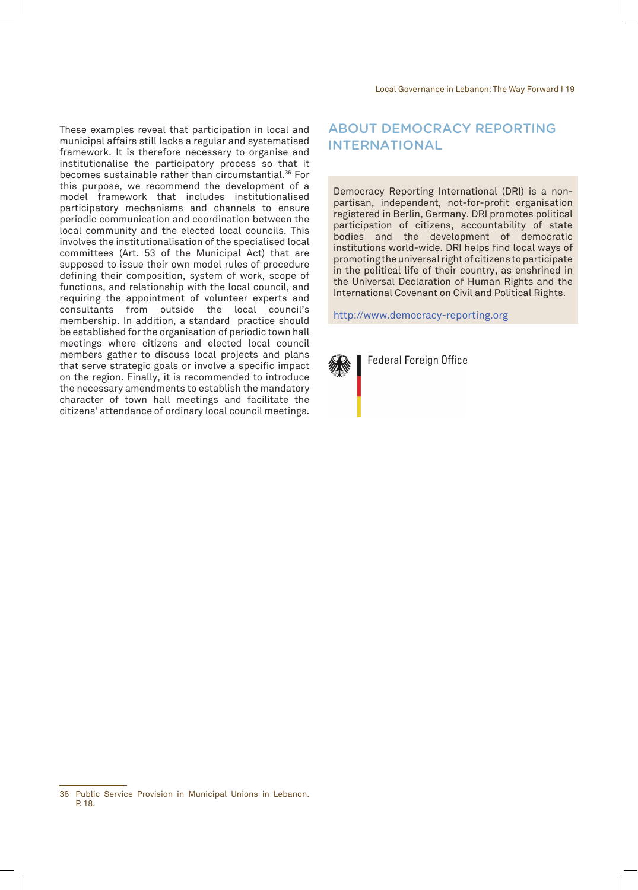These examples reveal that participation in local and municipal affairs still lacks a regular and systematised framework. It is therefore necessary to organise and institutionalise the participatory process so that it becomes sustainable rather than circumstantial.[36] For this purpose, we recommend the development of a model framework that includes institutionalised participatory mechanisms and channels to ensure periodic communication and coordination between the local community and the elected local councils. This involves the institutionalisation of the specialised local committees (Art. 53 of the Municipal Act) that are supposed to issue their own model rules of procedure defining their composition, system of work, scope of functions, and relationship with the local council, and requiring the appointment of volunteer experts and consultants from outside the local council's membership. In addition, a standard practice should be established for the organisation of periodic town hall meetings where citizens and elected local council members gather to discuss local projects and plans that serve strategic goals or involve a specific impact on the region. Finally, it is recommended to introduce the necessary amendments to establish the mandatory character of town hall meetings and facilitate the citizens' attendance of ordinary local council meetings.

## ABOUT DEMOCRACY REPORTING INTERNATIONAL

Democracy Reporting International (DRI) is a non-partisan, independent, not-for-profit organisation registered in Berlin, Germany. DRI promotes political participation of citizens, accountability of state bodies and the development of democratic institutions world-wide. DRI helps find local ways of promoting the universal right of citizens to participate in the political life of their country, as enshrined in the Universal Declaration of Human Rights and the International Covenant on Civil and Political Rights.

http://www.democracy-reporting.org

Federal Foreign Office

36 Public Service Provision in Municipal Unions in Lebanon. P. 18.